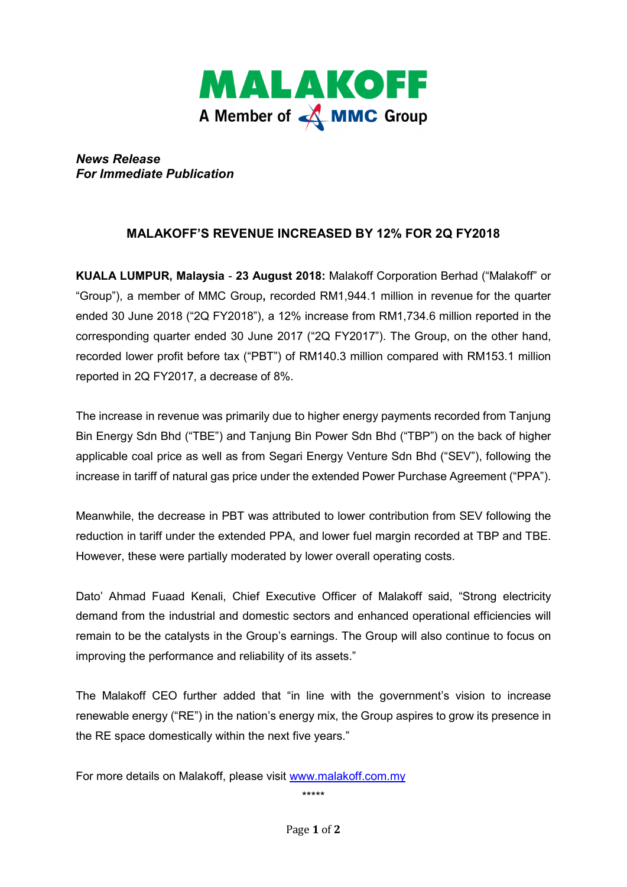MALAKOFF

A Member of MMC Group

***News Release***
***For Immediate Publication***

# MALAKOFF'S REVENUE INCREASED BY 12% FOR 2Q FY2018

**KUALA LUMPUR, Malaysia** - **23 August 2018:** Malakoff Corporation Berhad ("Malakoff" or "Group"), a member of MMC Group**,** recorded RM1,944.1 million in revenue for the quarter ended 30 June 2018 ("2Q FY2018"), a 12% increase from RM1,734.6 million reported in the corresponding quarter ended 30 June 2017 ("2Q FY2017"). The Group, on the other hand, recorded lower profit before tax ("PBT") of RM140.3 million compared with RM153.1 million reported in 2Q FY2017, a decrease of 8%.

The increase in revenue was primarily due to higher energy payments recorded from Tanjung Bin Energy Sdn Bhd ("TBE") and Tanjung Bin Power Sdn Bhd ("TBP") on the back of higher applicable coal price as well as from Segari Energy Venture Sdn Bhd ("SEV"), following the increase in tariff of natural gas price under the extended Power Purchase Agreement ("PPA").

Meanwhile, the decrease in PBT was attributed to lower contribution from SEV following the reduction in tariff under the extended PPA, and lower fuel margin recorded at TBP and TBE. However, these were partially moderated by lower overall operating costs.

Dato' Ahmad Fuaad Kenali, Chief Executive Officer of Malakoff said, "Strong electricity demand from the industrial and domestic sectors and enhanced operational efficiencies will remain to be the catalysts in the Group's earnings. The Group will also continue to focus on improving the performance and reliability of its assets."

The Malakoff CEO further added that "in line with the government's vision to increase renewable energy ("RE") in the nation's energy mix, the Group aspires to grow its presence in the RE space domestically within the next five years."

For more details on Malakoff, please visit www.malakoff.com.my

*****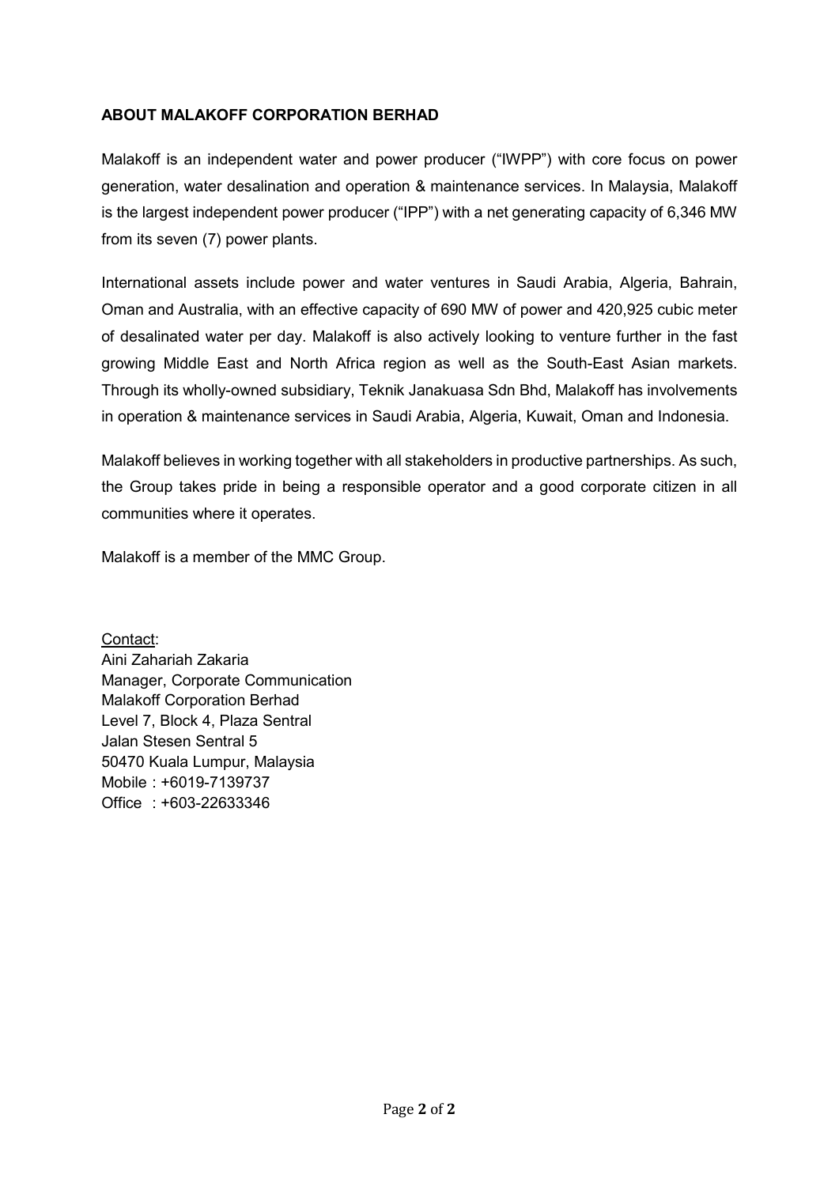## ABOUT MALAKOFF CORPORATION BERHAD

Malakoff is an independent water and power producer ("IWPP") with core focus on power generation, water desalination and operation & maintenance services. In Malaysia, Malakoff is the largest independent power producer ("IPP") with a net generating capacity of 6,346 MW from its seven (7) power plants.

International assets include power and water ventures in Saudi Arabia, Algeria, Bahrain, Oman and Australia, with an effective capacity of 690 MW of power and 420,925 cubic meter of desalinated water per day. Malakoff is also actively looking to venture further in the fast growing Middle East and North Africa region as well as the South-East Asian markets. Through its wholly-owned subsidiary, Teknik Janakuasa Sdn Bhd, Malakoff has involvements in operation & maintenance services in Saudi Arabia, Algeria, Kuwait, Oman and Indonesia.

Malakoff believes in working together with all stakeholders in productive partnerships. As such, the Group takes pride in being a responsible operator and a good corporate citizen in all communities where it operates.

Malakoff is a member of the MMC Group.

Contact:
Aini Zahariah Zakaria
Manager, Corporate Communication
Malakoff Corporation Berhad
Level 7, Block 4, Plaza Sentral
Jalan Stesen Sentral 5
50470 Kuala Lumpur, Malaysia
Mobile : +6019-7139737
Office : +603-22633346